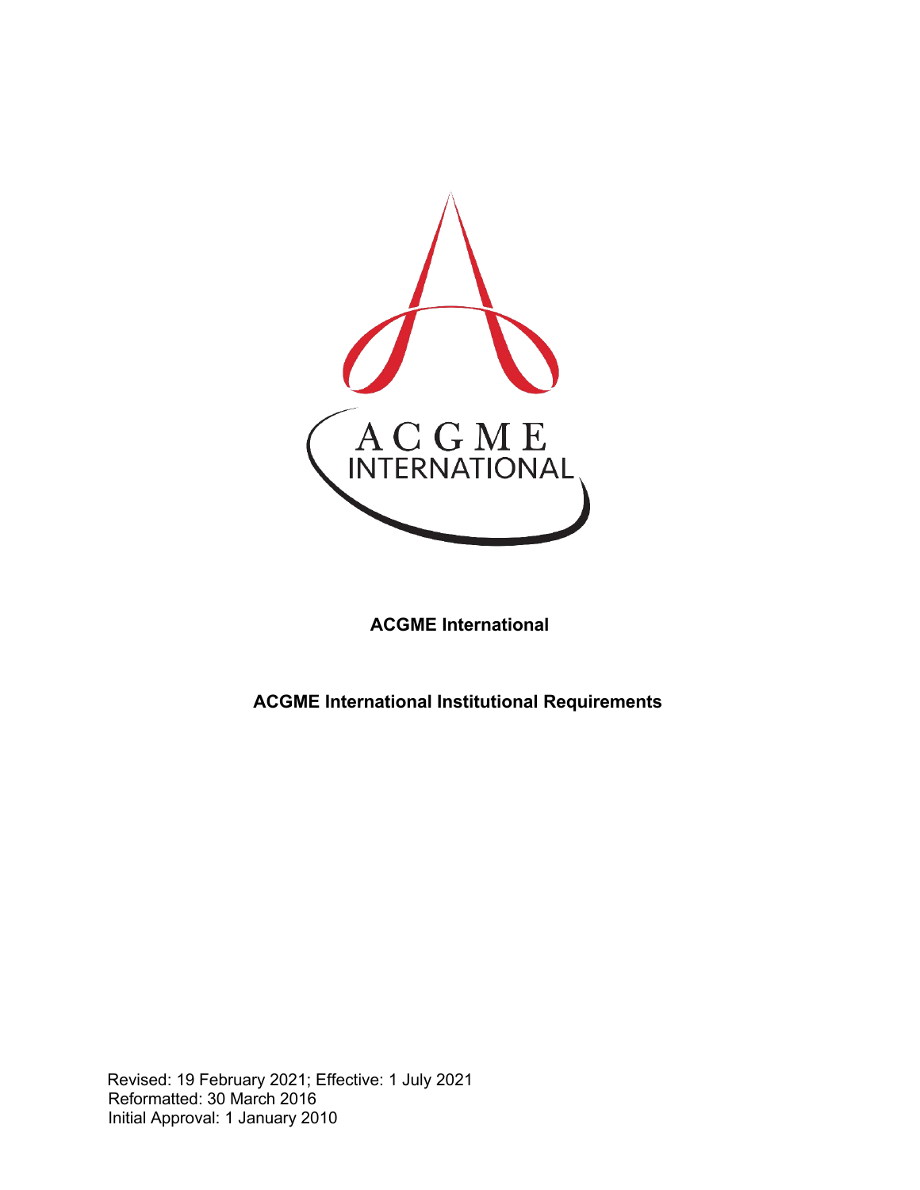**ACGME International**

**ACGME International Institutional Requirements**

Revised: 19 February 2021; Effective: 1 July 2021
Reformatted: 30 March 2016
Initial Approval: 1 January 2010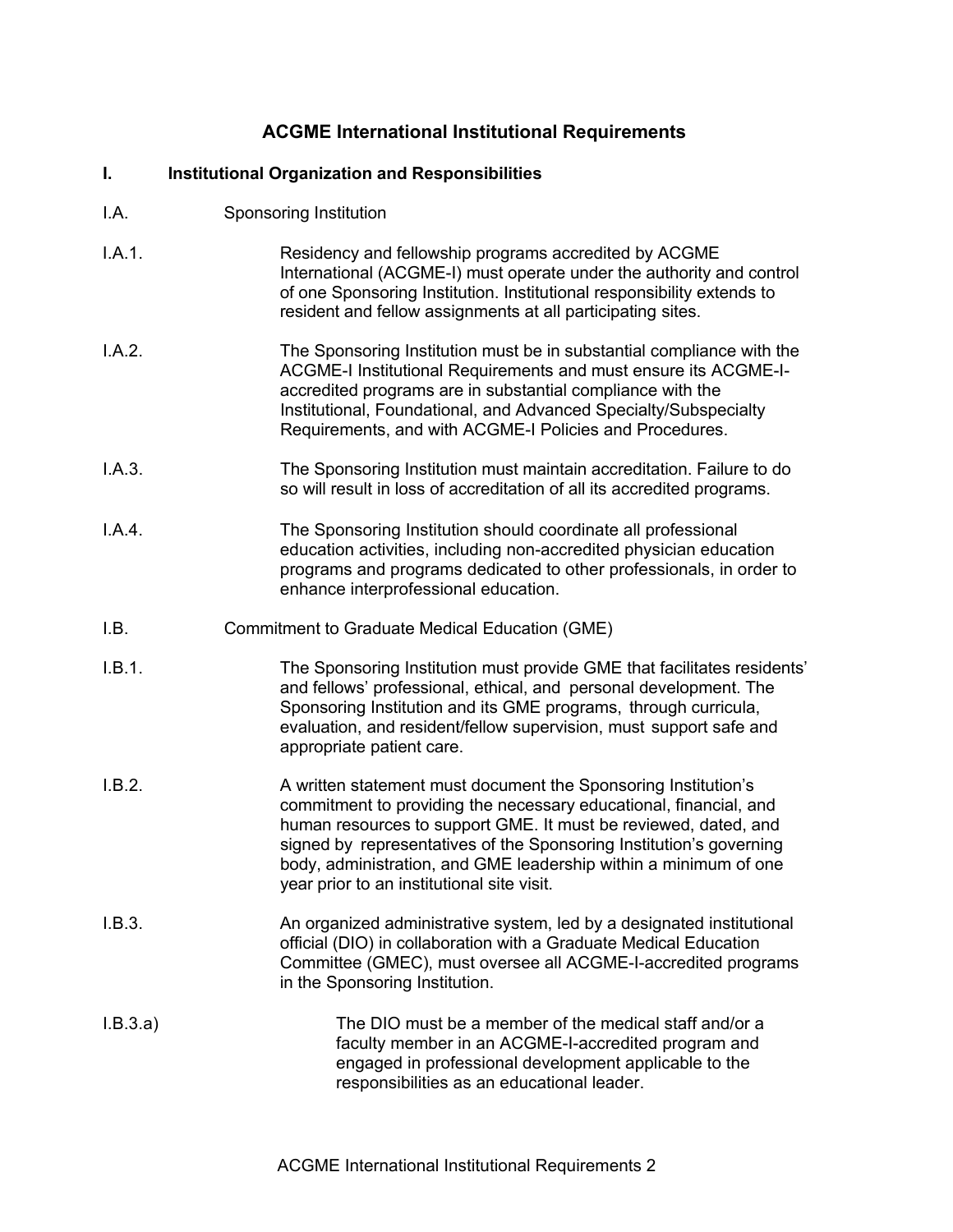# ACGME International Institutional Requirements

## I. Institutional Organization and Responsibilities

I.A. Sponsoring Institution

I.A.1. Residency and fellowship programs accredited by ACGME International (ACGME-I) must operate under the authority and control of one Sponsoring Institution. Institutional responsibility extends to resident and fellow assignments at all participating sites.

I.A.2. The Sponsoring Institution must be in substantial compliance with the ACGME-I Institutional Requirements and must ensure its ACGME-I-accredited programs are in substantial compliance with the Institutional, Foundational, and Advanced Specialty/Subspecialty Requirements, and with ACGME-I Policies and Procedures.

I.A.3. The Sponsoring Institution must maintain accreditation. Failure to do so will result in loss of accreditation of all its accredited programs.

I.A.4. The Sponsoring Institution should coordinate all professional education activities, including non-accredited physician education programs and programs dedicated to other professionals, in order to enhance interprofessional education.

I.B. Commitment to Graduate Medical Education (GME)

I.B.1. The Sponsoring Institution must provide GME that facilitates residents' and fellows' professional, ethical, and personal development. The Sponsoring Institution and its GME programs, through curricula, evaluation, and resident/fellow supervision, must support safe and appropriate patient care.

I.B.2. A written statement must document the Sponsoring Institution's commitment to providing the necessary educational, financial, and human resources to support GME. It must be reviewed, dated, and signed by representatives of the Sponsoring Institution's governing body, administration, and GME leadership within a minimum of one year prior to an institutional site visit.

I.B.3. An organized administrative system, led by a designated institutional official (DIO) in collaboration with a Graduate Medical Education Committee (GMEC), must oversee all ACGME-I-accredited programs in the Sponsoring Institution.

I.B.3.a) The DIO must be a member of the medical staff and/or a faculty member in an ACGME-I-accredited program and engaged in professional development applicable to the responsibilities as an educational leader.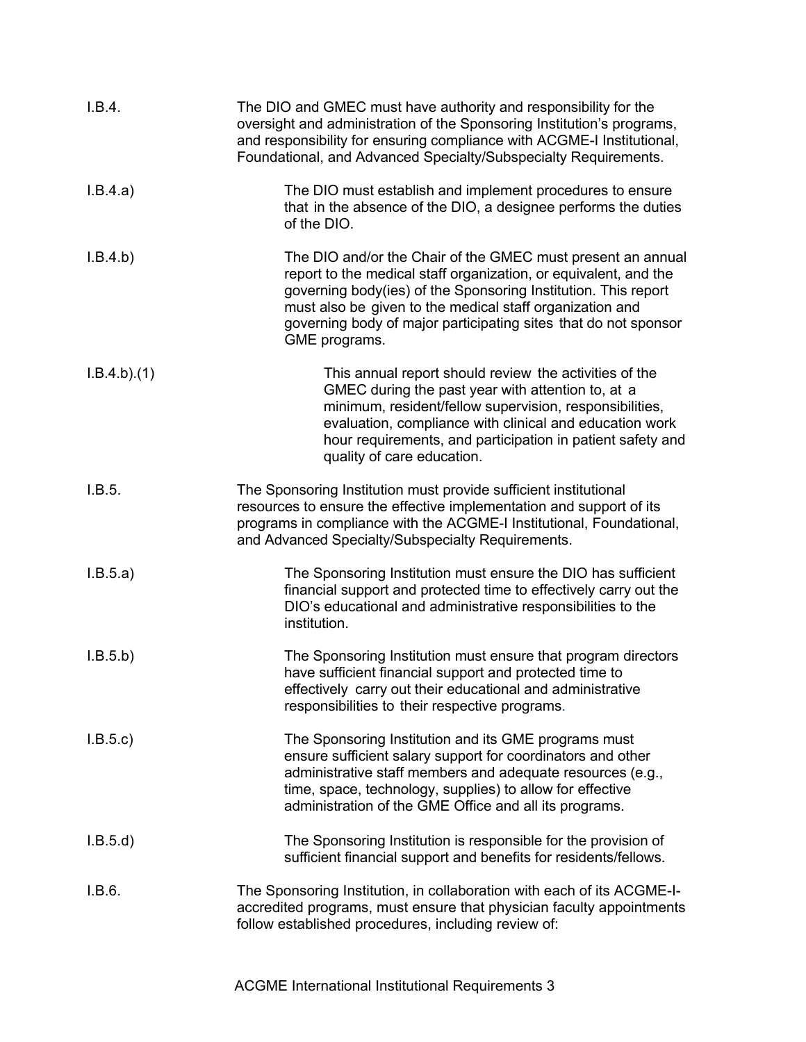I.B.4. The DIO and GMEC must have authority and responsibility for the oversight and administration of the Sponsoring Institution's programs, and responsibility for ensuring compliance with ACGME-I Institutional, Foundational, and Advanced Specialty/Subspecialty Requirements.

I.B.4.a) The DIO must establish and implement procedures to ensure that in the absence of the DIO, a designee performs the duties of the DIO.

I.B.4.b) The DIO and/or the Chair of the GMEC must present an annual report to the medical staff organization, or equivalent, and the governing body(ies) of the Sponsoring Institution. This report must also be given to the medical staff organization and governing body of major participating sites that do not sponsor GME programs.

I.B.4.b).(1) This annual report should review the activities of the GMEC during the past year with attention to, at a minimum, resident/fellow supervision, responsibilities, evaluation, compliance with clinical and education work hour requirements, and participation in patient safety and quality of care education.

I.B.5. The Sponsoring Institution must provide sufficient institutional resources to ensure the effective implementation and support of its programs in compliance with the ACGME-I Institutional, Foundational, and Advanced Specialty/Subspecialty Requirements.

I.B.5.a) The Sponsoring Institution must ensure the DIO has sufficient financial support and protected time to effectively carry out the DIO's educational and administrative responsibilities to the institution.

I.B.5.b) The Sponsoring Institution must ensure that program directors have sufficient financial support and protected time to effectively carry out their educational and administrative responsibilities to their respective programs.

I.B.5.c) The Sponsoring Institution and its GME programs must ensure sufficient salary support for coordinators and other administrative staff members and adequate resources (e.g., time, space, technology, supplies) to allow for effective administration of the GME Office and all its programs.

I.B.5.d) The Sponsoring Institution is responsible for the provision of sufficient financial support and benefits for residents/fellows.

I.B.6. The Sponsoring Institution, in collaboration with each of its ACGME-I-accredited programs, must ensure that physician faculty appointments follow established procedures, including review of: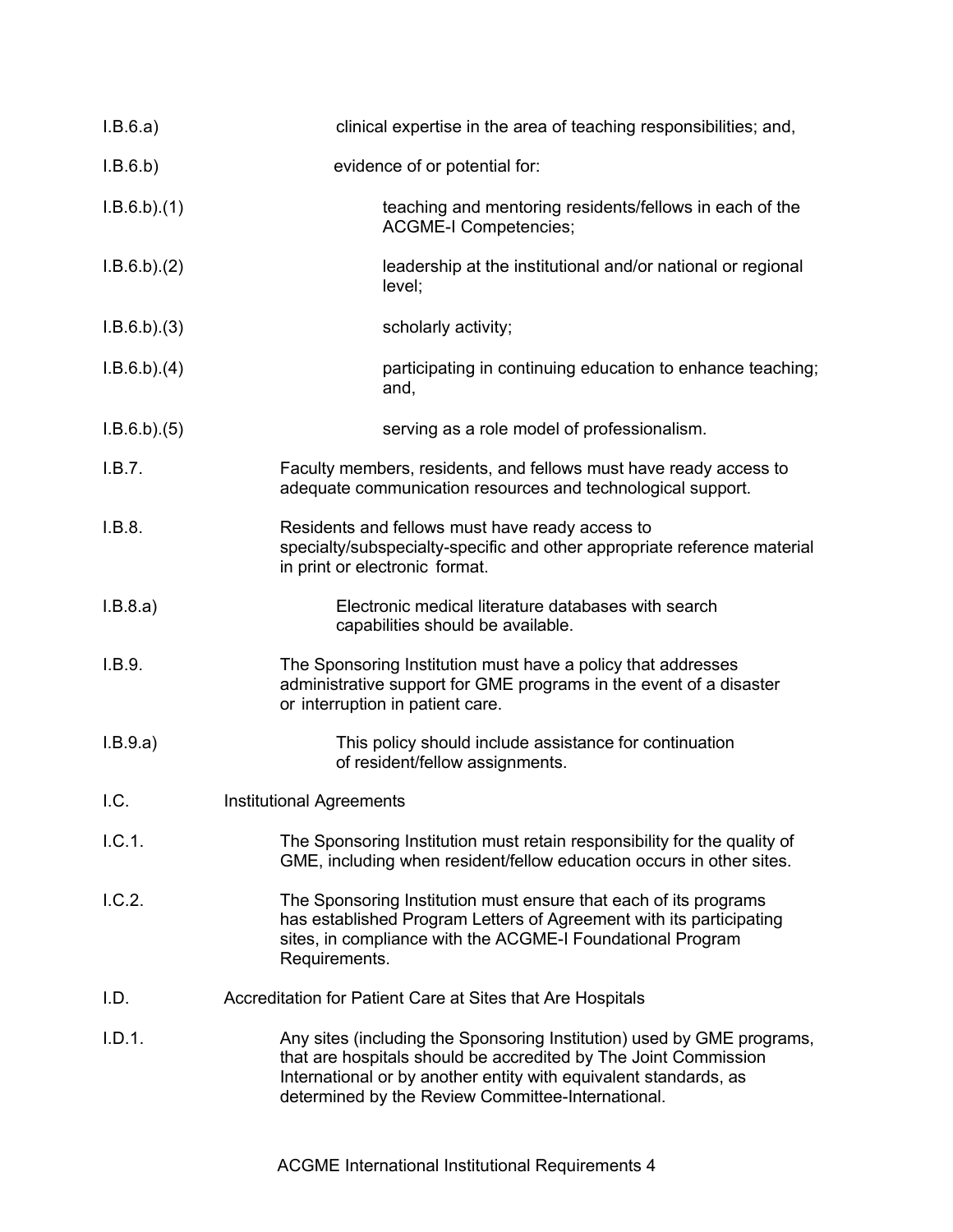I.B.6.a) clinical expertise in the area of teaching responsibilities; and,

I.B.6.b) evidence of or potential for:

I.B.6.b).(1) teaching and mentoring residents/fellows in each of the ACGME-I Competencies;

I.B.6.b).(2) leadership at the institutional and/or national or regional level;

I.B.6.b).(3) scholarly activity;

I.B.6.b).(4) participating in continuing education to enhance teaching; and,

I.B.6.b).(5) serving as a role model of professionalism.

I.B.7. Faculty members, residents, and fellows must have ready access to adequate communication resources and technological support.

I.B.8. Residents and fellows must have ready access to specialty/subspecialty-specific and other appropriate reference material in print or electronic format.

I.B.8.a) Electronic medical literature databases with search capabilities should be available.

I.B.9. The Sponsoring Institution must have a policy that addresses administrative support for GME programs in the event of a disaster or interruption in patient care.

I.B.9.a) This policy should include assistance for continuation of resident/fellow assignments.

I.C. Institutional Agreements

I.C.1. The Sponsoring Institution must retain responsibility for the quality of GME, including when resident/fellow education occurs in other sites.

I.C.2. The Sponsoring Institution must ensure that each of its programs has established Program Letters of Agreement with its participating sites, in compliance with the ACGME-I Foundational Program Requirements.

I.D. Accreditation for Patient Care at Sites that Are Hospitals

I.D.1. Any sites (including the Sponsoring Institution) used by GME programs, that are hospitals should be accredited by The Joint Commission International or by another entity with equivalent standards, as determined by the Review Committee-International.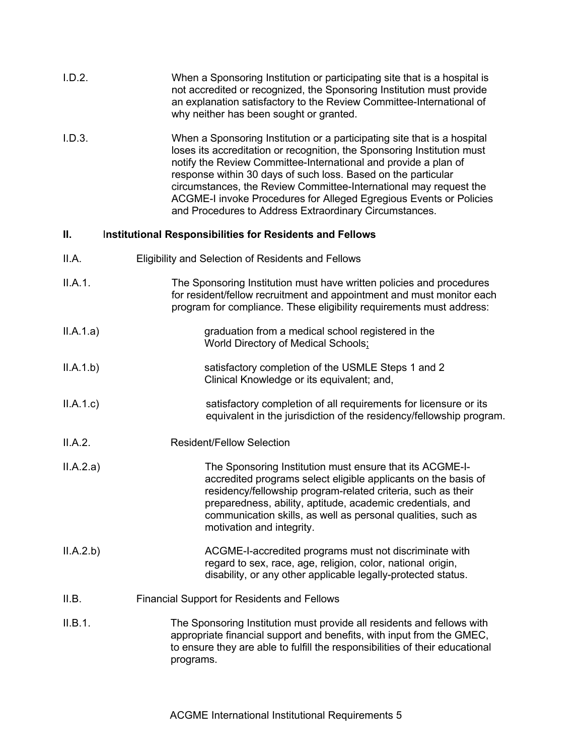I.D.2. When a Sponsoring Institution or participating site that is a hospital is not accredited or recognized, the Sponsoring Institution must provide an explanation satisfactory to the Review Committee-International of why neither has been sought or granted.

I.D.3. When a Sponsoring Institution or a participating site that is a hospital loses its accreditation or recognition, the Sponsoring Institution must notify the Review Committee-International and provide a plan of response within 30 days of such loss. Based on the particular circumstances, the Review Committee-International may request the ACGME-I invoke Procedures for Alleged Egregious Events or Policies and Procedures to Address Extraordinary Circumstances.

## II. Institutional Responsibilities for Residents and Fellows

II.A. Eligibility and Selection of Residents and Fellows

II.A.1. The Sponsoring Institution must have written policies and procedures for resident/fellow recruitment and appointment and must monitor each program for compliance. These eligibility requirements must address:

II.A.1.a) graduation from a medical school registered in the World Directory of Medical Schools;

II.A.1.b) satisfactory completion of the USMLE Steps 1 and 2 Clinical Knowledge or its equivalent; and,

II.A.1.c) satisfactory completion of all requirements for licensure or its equivalent in the jurisdiction of the residency/fellowship program.

II.A.2. Resident/Fellow Selection

II.A.2.a) The Sponsoring Institution must ensure that its ACGME-I-accredited programs select eligible applicants on the basis of residency/fellowship program-related criteria, such as their preparedness, ability, aptitude, academic credentials, and communication skills, as well as personal qualities, such as motivation and integrity.

II.A.2.b) ACGME-I-accredited programs must not discriminate with regard to sex, race, age, religion, color, national origin, disability, or any other applicable legally-protected status.

II.B. Financial Support for Residents and Fellows

II.B.1. The Sponsoring Institution must provide all residents and fellows with appropriate financial support and benefits, with input from the GMEC, to ensure they are able to fulfill the responsibilities of their educational programs.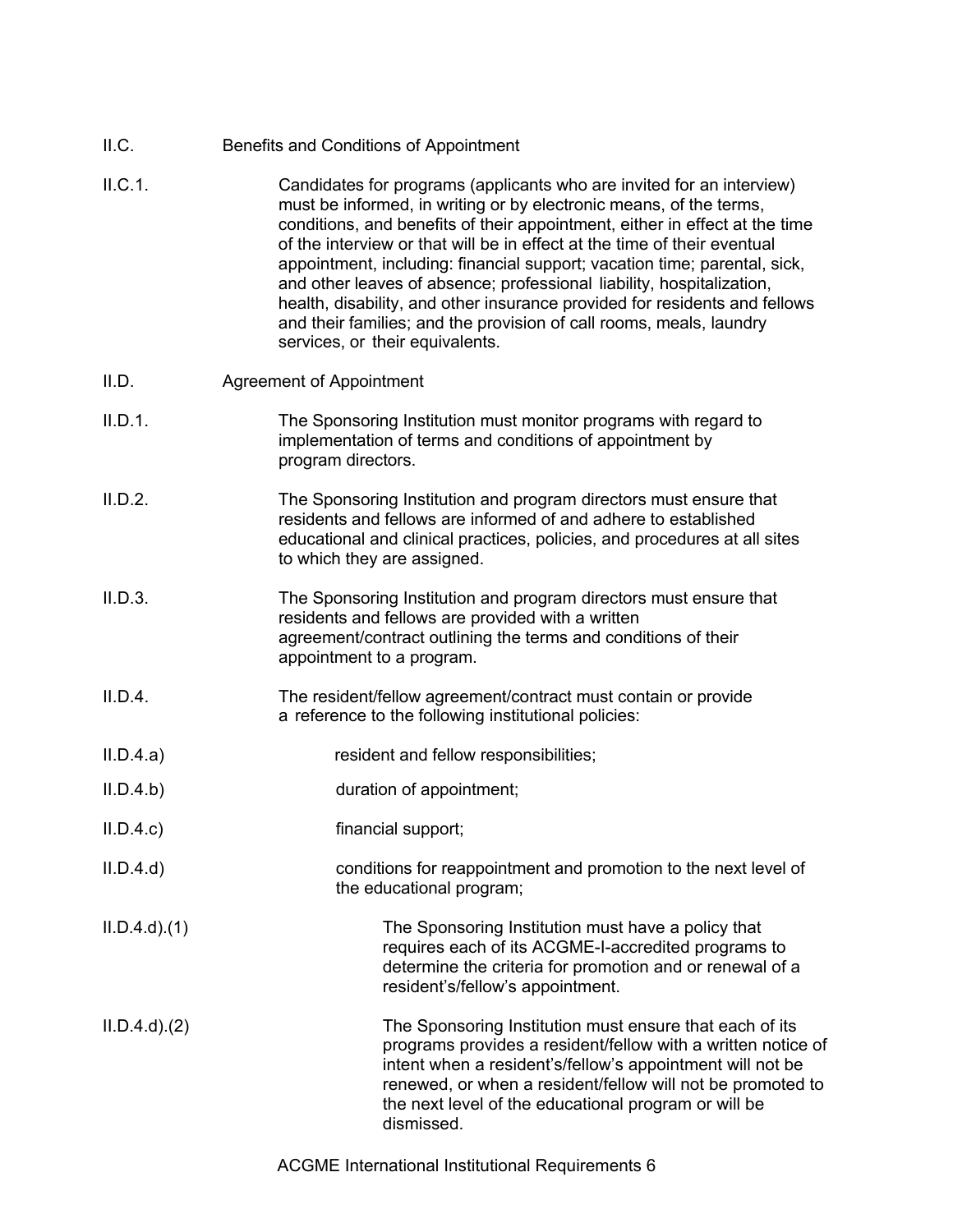II.C. Benefits and Conditions of Appointment

II.C.1. Candidates for programs (applicants who are invited for an interview) must be informed, in writing or by electronic means, of the terms, conditions, and benefits of their appointment, either in effect at the time of the interview or that will be in effect at the time of their eventual appointment, including: financial support; vacation time; parental, sick, and other leaves of absence; professional liability, hospitalization, health, disability, and other insurance provided for residents and fellows and their families; and the provision of call rooms, meals, laundry services, or their equivalents.

II.D. Agreement of Appointment

II.D.1. The Sponsoring Institution must monitor programs with regard to implementation of terms and conditions of appointment by program directors.

II.D.2. The Sponsoring Institution and program directors must ensure that residents and fellows are informed of and adhere to established educational and clinical practices, policies, and procedures at all sites to which they are assigned.

II.D.3. The Sponsoring Institution and program directors must ensure that residents and fellows are provided with a written agreement/contract outlining the terms and conditions of their appointment to a program.

II.D.4. The resident/fellow agreement/contract must contain or provide a reference to the following institutional policies:

II.D.4.a) resident and fellow responsibilities;

II.D.4.b) duration of appointment;

II.D.4.c) financial support;

II.D.4.d) conditions for reappointment and promotion to the next level of the educational program;

II.D.4.d).(1) The Sponsoring Institution must have a policy that requires each of its ACGME-I-accredited programs to determine the criteria for promotion and or renewal of a resident's/fellow's appointment.

II.D.4.d).(2) The Sponsoring Institution must ensure that each of its programs provides a resident/fellow with a written notice of intent when a resident's/fellow's appointment will not be renewed, or when a resident/fellow will not be promoted to the next level of the educational program or will be dismissed.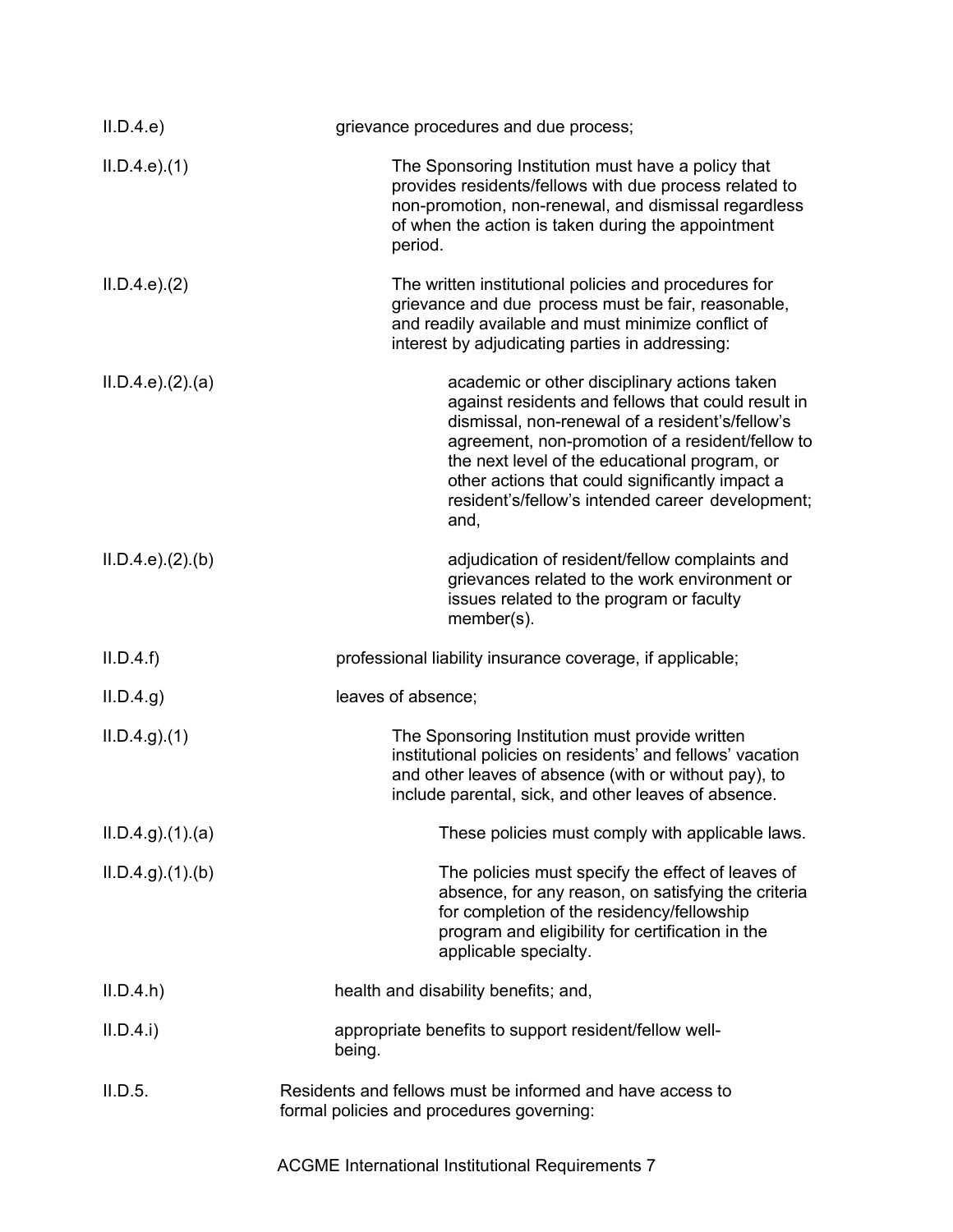| | |
|---|---|
| II.D.4.e) | grievance procedures and due process; |
| II.D.4.e).(1) | The Sponsoring Institution must have a policy that provides residents/fellows with due process related to non-promotion, non-renewal, and dismissal regardless of when the action is taken during the appointment period. |
| II.D.4.e).(2) | The written institutional policies and procedures for grievance and due process must be fair, reasonable, and readily available and must minimize conflict of interest by adjudicating parties in addressing: |
| II.D.4.e).(2).(a) | academic or other disciplinary actions taken against residents and fellows that could result in dismissal, non-renewal of a resident's/fellow's agreement, non-promotion of a resident/fellow to the next level of the educational program, or other actions that could significantly impact a resident's/fellow's intended career development; and, |
| II.D.4.e).(2).(b) | adjudication of resident/fellow complaints and grievances related to the work environment or issues related to the program or faculty member(s). |
| II.D.4.f) | professional liability insurance coverage, if applicable; |
| II.D.4.g) | leaves of absence; |
| II.D.4.g).(1) | The Sponsoring Institution must provide written institutional policies on residents' and fellows' vacation and other leaves of absence (with or without pay), to include parental, sick, and other leaves of absence. |
| II.D.4.g).(1).(a) | These policies must comply with applicable laws. |
| II.D.4.g).(1).(b) | The policies must specify the effect of leaves of absence, for any reason, on satisfying the criteria for completion of the residency/fellowship program and eligibility for certification in the applicable specialty. |
| II.D.4.h) | health and disability benefits; and, |
| II.D.4.i) | appropriate benefits to support resident/fellow well-being. |
| II.D.5. | Residents and fellows must be informed and have access to formal policies and procedures governing: |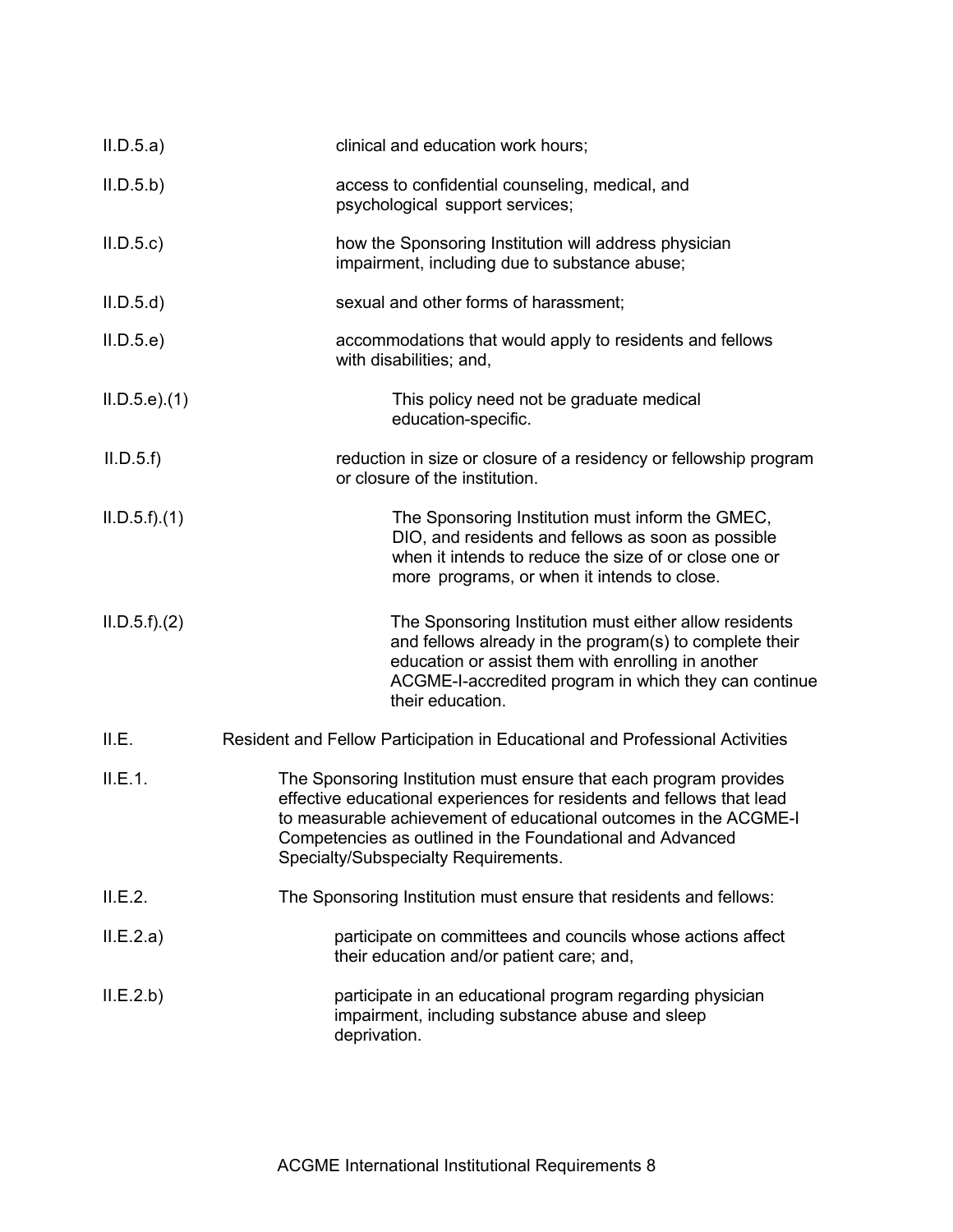II.D.5.a) clinical and education work hours;

II.D.5.b) access to confidential counseling, medical, and psychological support services;

II.D.5.c) how the Sponsoring Institution will address physician impairment, including due to substance abuse;

II.D.5.d) sexual and other forms of harassment;

II.D.5.e) accommodations that would apply to residents and fellows with disabilities; and,

II.D.5.e).(1) This policy need not be graduate medical education-specific.

II.D.5.f) reduction in size or closure of a residency or fellowship program or closure of the institution.

II.D.5.f).(1) The Sponsoring Institution must inform the GMEC, DIO, and residents and fellows as soon as possible when it intends to reduce the size of or close one or more programs, or when it intends to close.

II.D.5.f).(2) The Sponsoring Institution must either allow residents and fellows already in the program(s) to complete their education or assist them with enrolling in another ACGME-I-accredited program in which they can continue their education.

II.E. Resident and Fellow Participation in Educational and Professional Activities

II.E.1. The Sponsoring Institution must ensure that each program provides effective educational experiences for residents and fellows that lead to measurable achievement of educational outcomes in the ACGME-I Competencies as outlined in the Foundational and Advanced Specialty/Subspecialty Requirements.

II.E.2. The Sponsoring Institution must ensure that residents and fellows:

II.E.2.a) participate on committees and councils whose actions affect their education and/or patient care; and,

II.E.2.b) participate in an educational program regarding physician impairment, including substance abuse and sleep deprivation.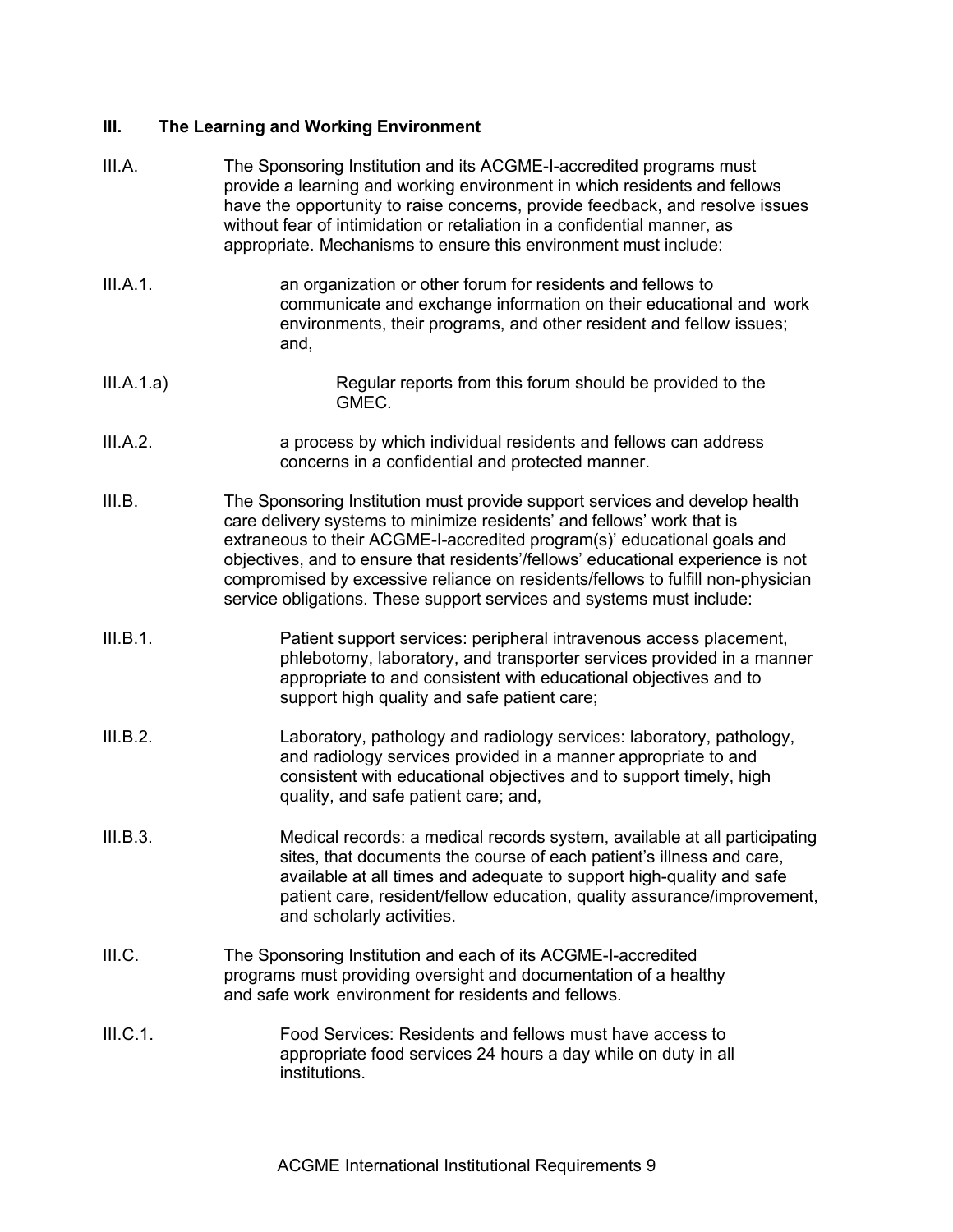## III. The Learning and Working Environment

III.A. The Sponsoring Institution and its ACGME-I-accredited programs must provide a learning and working environment in which residents and fellows have the opportunity to raise concerns, provide feedback, and resolve issues without fear of intimidation or retaliation in a confidential manner, as appropriate. Mechanisms to ensure this environment must include:

III.A.1. an organization or other forum for residents and fellows to communicate and exchange information on their educational and work environments, their programs, and other resident and fellow issues; and,

III.A.1.a) Regular reports from this forum should be provided to the GMEC.

III.A.2. a process by which individual residents and fellows can address concerns in a confidential and protected manner.

III.B. The Sponsoring Institution must provide support services and develop health care delivery systems to minimize residents' and fellows' work that is extraneous to their ACGME-I-accredited program(s)' educational goals and objectives, and to ensure that residents'/fellows' educational experience is not compromised by excessive reliance on residents/fellows to fulfill non-physician service obligations. These support services and systems must include:

III.B.1. Patient support services: peripheral intravenous access placement, phlebotomy, laboratory, and transporter services provided in a manner appropriate to and consistent with educational objectives and to support high quality and safe patient care;

III.B.2. Laboratory, pathology and radiology services: laboratory, pathology, and radiology services provided in a manner appropriate to and consistent with educational objectives and to support timely, high quality, and safe patient care; and,

III.B.3. Medical records: a medical records system, available at all participating sites, that documents the course of each patient's illness and care, available at all times and adequate to support high-quality and safe patient care, resident/fellow education, quality assurance/improvement, and scholarly activities.

III.C. The Sponsoring Institution and each of its ACGME-I-accredited programs must providing oversight and documentation of a healthy and safe work environment for residents and fellows.

III.C.1. Food Services: Residents and fellows must have access to appropriate food services 24 hours a day while on duty in all institutions.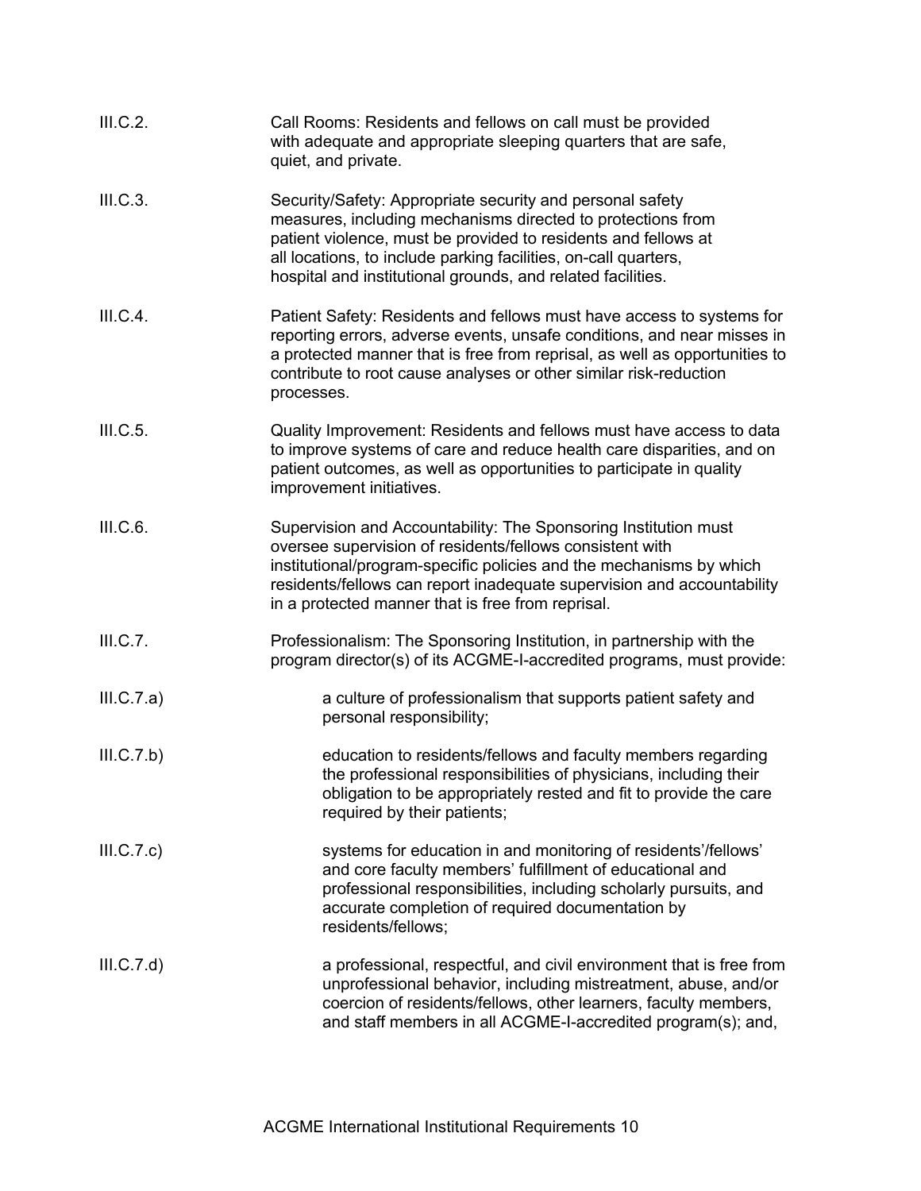III.C.2. Call Rooms: Residents and fellows on call must be provided with adequate and appropriate sleeping quarters that are safe, quiet, and private.

III.C.3. Security/Safety: Appropriate security and personal safety measures, including mechanisms directed to protections from patient violence, must be provided to residents and fellows at all locations, to include parking facilities, on-call quarters, hospital and institutional grounds, and related facilities.

III.C.4. Patient Safety: Residents and fellows must have access to systems for reporting errors, adverse events, unsafe conditions, and near misses in a protected manner that is free from reprisal, as well as opportunities to contribute to root cause analyses or other similar risk-reduction processes.

III.C.5. Quality Improvement: Residents and fellows must have access to data to improve systems of care and reduce health care disparities, and on patient outcomes, as well as opportunities to participate in quality improvement initiatives.

III.C.6. Supervision and Accountability: The Sponsoring Institution must oversee supervision of residents/fellows consistent with institutional/program-specific policies and the mechanisms by which residents/fellows can report inadequate supervision and accountability in a protected manner that is free from reprisal.

III.C.7. Professionalism: The Sponsoring Institution, in partnership with the program director(s) of its ACGME-I-accredited programs, must provide:

III.C.7.a) a culture of professionalism that supports patient safety and personal responsibility;

III.C.7.b) education to residents/fellows and faculty members regarding the professional responsibilities of physicians, including their obligation to be appropriately rested and fit to provide the care required by their patients;

III.C.7.c) systems for education in and monitoring of residents'/fellows' and core faculty members' fulfillment of educational and professional responsibilities, including scholarly pursuits, and accurate completion of required documentation by residents/fellows;

III.C.7.d) a professional, respectful, and civil environment that is free from unprofessional behavior, including mistreatment, abuse, and/or coercion of residents/fellows, other learners, faculty members, and staff members in all ACGME-I-accredited program(s); and,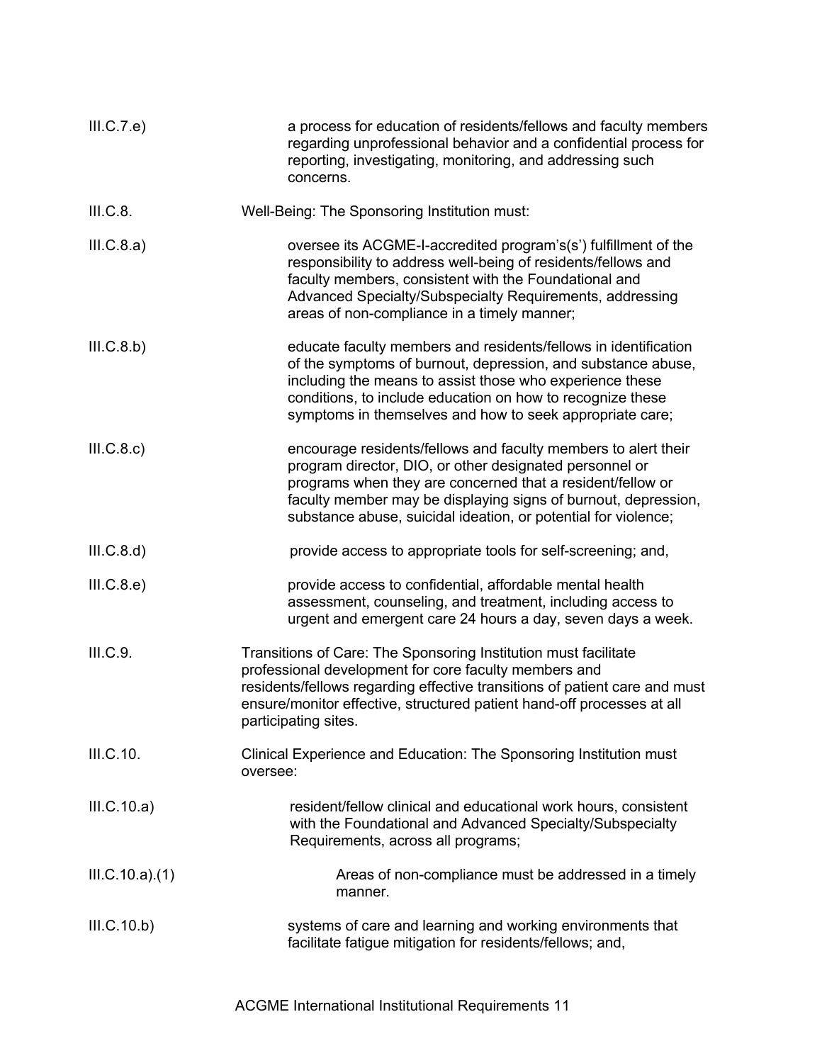III.C.7.e) a process for education of residents/fellows and faculty members regarding unprofessional behavior and a confidential process for reporting, investigating, monitoring, and addressing such concerns.

III.C.8. Well-Being: The Sponsoring Institution must:

III.C.8.a) oversee its ACGME-I-accredited program's(s') fulfillment of the responsibility to address well-being of residents/fellows and faculty members, consistent with the Foundational and Advanced Specialty/Subspecialty Requirements, addressing areas of non-compliance in a timely manner;

III.C.8.b) educate faculty members and residents/fellows in identification of the symptoms of burnout, depression, and substance abuse, including the means to assist those who experience these conditions, to include education on how to recognize these symptoms in themselves and how to seek appropriate care;

III.C.8.c) encourage residents/fellows and faculty members to alert their program director, DIO, or other designated personnel or programs when they are concerned that a resident/fellow or faculty member may be displaying signs of burnout, depression, substance abuse, suicidal ideation, or potential for violence;

III.C.8.d) provide access to appropriate tools for self-screening; and,

III.C.8.e) provide access to confidential, affordable mental health assessment, counseling, and treatment, including access to urgent and emergent care 24 hours a day, seven days a week.

III.C.9. Transitions of Care: The Sponsoring Institution must facilitate professional development for core faculty members and residents/fellows regarding effective transitions of patient care and must ensure/monitor effective, structured patient hand-off processes at all participating sites.

III.C.10. Clinical Experience and Education: The Sponsoring Institution must oversee:

III.C.10.a) resident/fellow clinical and educational work hours, consistent with the Foundational and Advanced Specialty/Subspecialty Requirements, across all programs;

III.C.10.a).(1) Areas of non-compliance must be addressed in a timely manner.

III.C.10.b) systems of care and learning and working environments that facilitate fatigue mitigation for residents/fellows; and,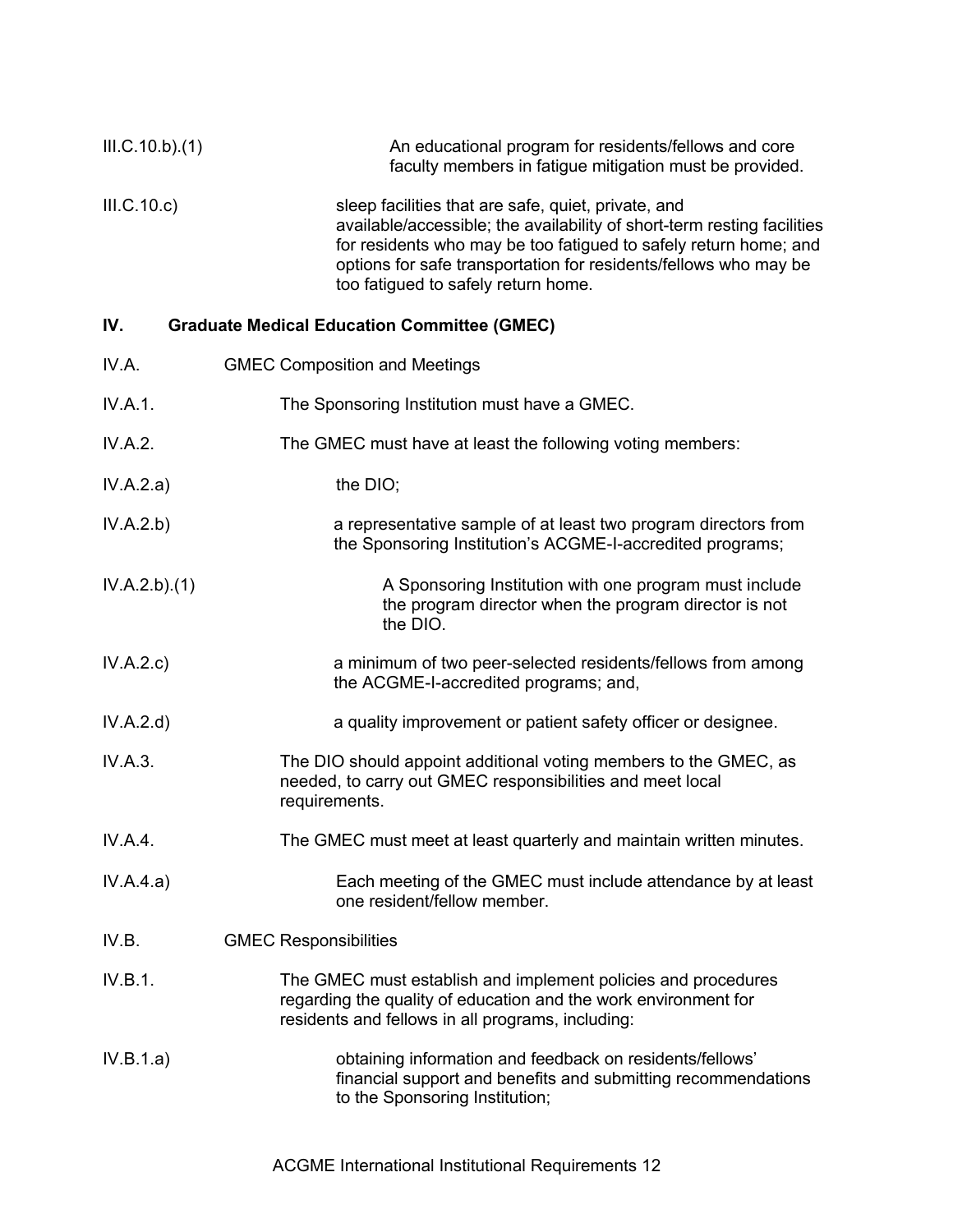III.C.10.b).(1) An educational program for residents/fellows and core faculty members in fatigue mitigation must be provided.

III.C.10.c) sleep facilities that are safe, quiet, private, and available/accessible; the availability of short-term resting facilities for residents who may be too fatigued to safely return home; and options for safe transportation for residents/fellows who may be too fatigued to safely return home.

## IV. Graduate Medical Education Committee (GMEC)

IV.A. GMEC Composition and Meetings

IV.A.1. The Sponsoring Institution must have a GMEC.

IV.A.2. The GMEC must have at least the following voting members:

IV.A.2.a) the DIO;

IV.A.2.b) a representative sample of at least two program directors from the Sponsoring Institution's ACGME-I-accredited programs;

IV.A.2.b).(1) A Sponsoring Institution with one program must include the program director when the program director is not the DIO.

IV.A.2.c) a minimum of two peer-selected residents/fellows from among the ACGME-I-accredited programs; and,

IV.A.2.d) a quality improvement or patient safety officer or designee.

IV.A.3. The DIO should appoint additional voting members to the GMEC, as needed, to carry out GMEC responsibilities and meet local requirements.

IV.A.4. The GMEC must meet at least quarterly and maintain written minutes.

IV.A.4.a) Each meeting of the GMEC must include attendance by at least one resident/fellow member.

IV.B. GMEC Responsibilities

IV.B.1. The GMEC must establish and implement policies and procedures regarding the quality of education and the work environment for residents and fellows in all programs, including:

IV.B.1.a) obtaining information and feedback on residents/fellows' financial support and benefits and submitting recommendations to the Sponsoring Institution;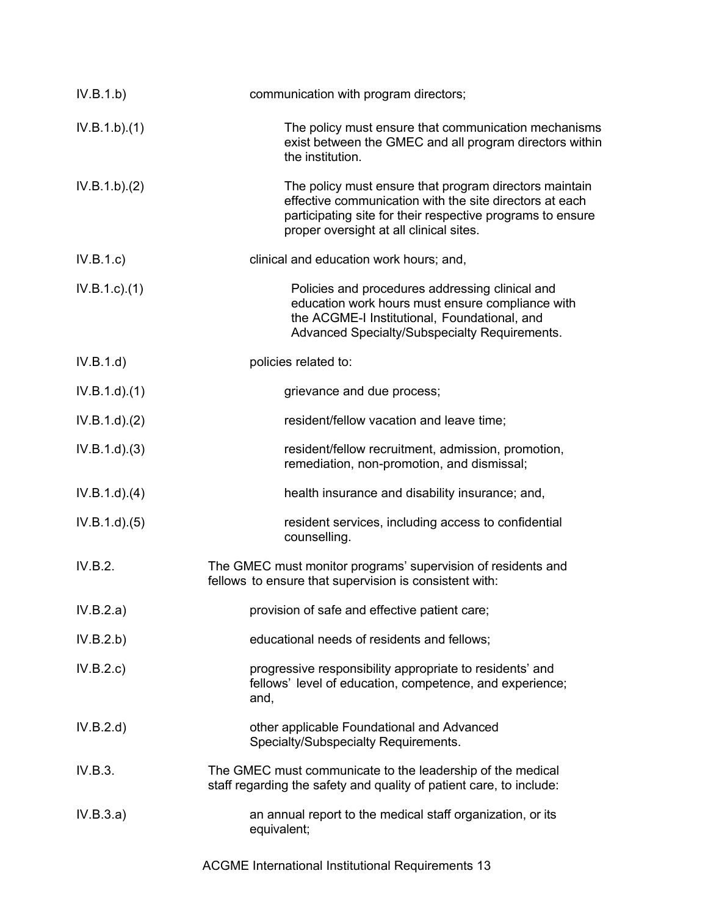| | |
|---|---|
| IV.B.1.b) | communication with program directors; |
| IV.B.1.b).(1) | The policy must ensure that communication mechanisms exist between the GMEC and all program directors within the institution. |
| IV.B.1.b).(2) | The policy must ensure that program directors maintain effective communication with the site directors at each participating site for their respective programs to ensure proper oversight at all clinical sites. |
| IV.B.1.c) | clinical and education work hours; and, |
| IV.B.1.c).(1) | Policies and procedures addressing clinical and education work hours must ensure compliance with the ACGME-I Institutional, Foundational, and Advanced Specialty/Subspecialty Requirements. |
| IV.B.1.d) | policies related to: |
| IV.B.1.d).(1) | grievance and due process; |
| IV.B.1.d).(2) | resident/fellow vacation and leave time; |
| IV.B.1.d).(3) | resident/fellow recruitment, admission, promotion, remediation, non-promotion, and dismissal; |
| IV.B.1.d).(4) | health insurance and disability insurance; and, |
| IV.B.1.d).(5) | resident services, including access to confidential counselling. |
| IV.B.2. | The GMEC must monitor programs' supervision of residents and fellows to ensure that supervision is consistent with: |
| IV.B.2.a) | provision of safe and effective patient care; |
| IV.B.2.b) | educational needs of residents and fellows; |
| IV.B.2.c) | progressive responsibility appropriate to residents' and fellows' level of education, competence, and experience; and, |
| IV.B.2.d) | other applicable Foundational and Advanced Specialty/Subspecialty Requirements. |
| IV.B.3. | The GMEC must communicate to the leadership of the medical staff regarding the safety and quality of patient care, to include: |
| IV.B.3.a) | an annual report to the medical staff organization, or its equivalent; |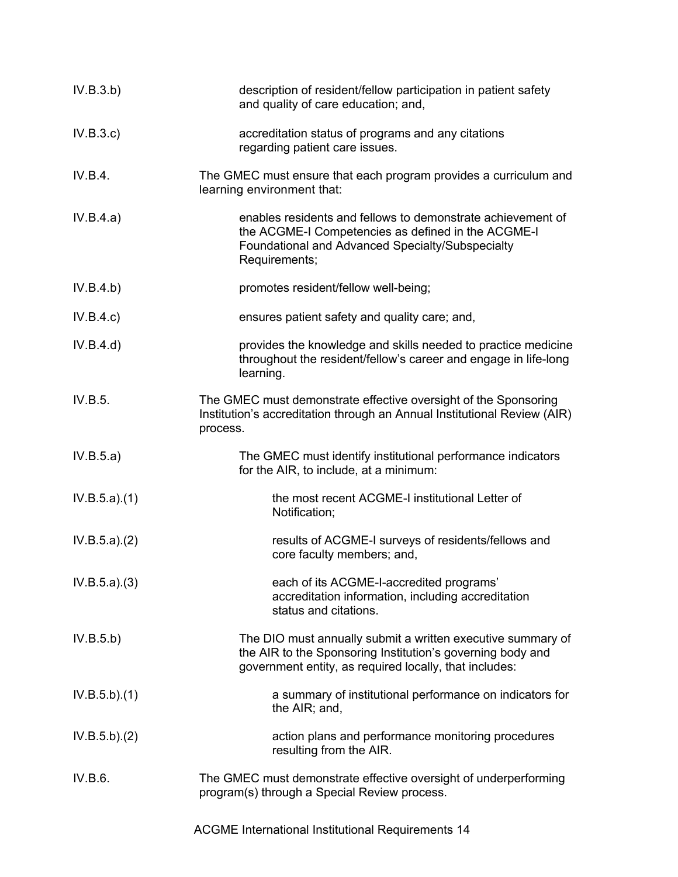| | |
|---|---|
| IV.B.3.b) | description of resident/fellow participation in patient safety and quality of care education; and, |
| IV.B.3.c) | accreditation status of programs and any citations regarding patient care issues. |
| IV.B.4. | The GMEC must ensure that each program provides a curriculum and learning environment that: |
| IV.B.4.a) | enables residents and fellows to demonstrate achievement of the ACGME-I Competencies as defined in the ACGME-I Foundational and Advanced Specialty/Subspecialty Requirements; |
| IV.B.4.b) | promotes resident/fellow well-being; |
| IV.B.4.c) | ensures patient safety and quality care; and, |
| IV.B.4.d) | provides the knowledge and skills needed to practice medicine throughout the resident/fellow's career and engage in life-long learning. |
| IV.B.5. | The GMEC must demonstrate effective oversight of the Sponsoring Institution's accreditation through an Annual Institutional Review (AIR) process. |
| IV.B.5.a) | The GMEC must identify institutional performance indicators for the AIR, to include, at a minimum: |
| IV.B.5.a).(1) | the most recent ACGME-I institutional Letter of Notification; |
| IV.B.5.a).(2) | results of ACGME-I surveys of residents/fellows and core faculty members; and, |
| IV.B.5.a).(3) | each of its ACGME-I-accredited programs' accreditation information, including accreditation status and citations. |
| IV.B.5.b) | The DIO must annually submit a written executive summary of the AIR to the Sponsoring Institution's governing body and government entity, as required locally, that includes: |
| IV.B.5.b).(1) | a summary of institutional performance on indicators for the AIR; and, |
| IV.B.5.b).(2) | action plans and performance monitoring procedures resulting from the AIR. |
| IV.B.6. | The GMEC must demonstrate effective oversight of underperforming program(s) through a Special Review process. |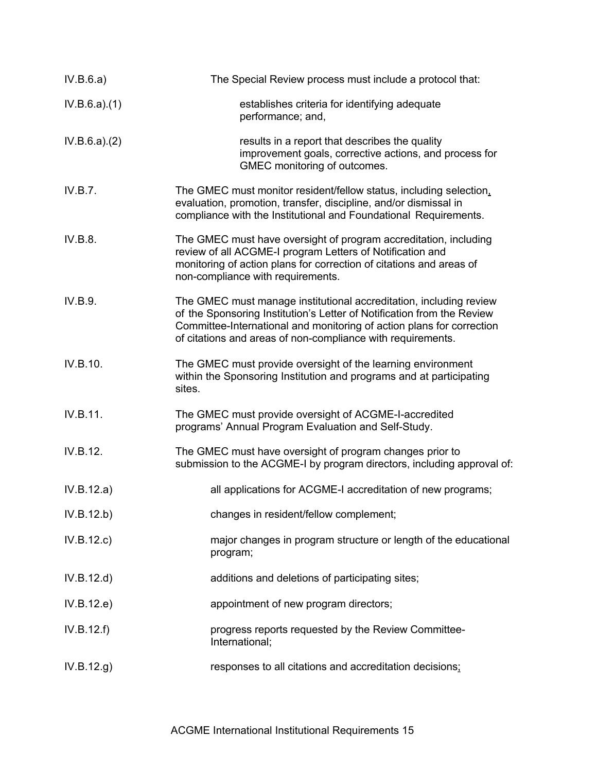IV.B.6.a) The Special Review process must include a protocol that:

IV.B.6.a).(1) establishes criteria for identifying adequate performance; and,

IV.B.6.a).(2) results in a report that describes the quality improvement goals, corrective actions, and process for GMEC monitoring of outcomes.

IV.B.7. The GMEC must monitor resident/fellow status, including selection, evaluation, promotion, transfer, discipline, and/or dismissal in compliance with the Institutional and Foundational Requirements.

IV.B.8. The GMEC must have oversight of program accreditation, including review of all ACGME-I program Letters of Notification and monitoring of action plans for correction of citations and areas of non-compliance with requirements.

IV.B.9. The GMEC must manage institutional accreditation, including review of the Sponsoring Institution's Letter of Notification from the Review Committee-International and monitoring of action plans for correction of citations and areas of non-compliance with requirements.

IV.B.10. The GMEC must provide oversight of the learning environment within the Sponsoring Institution and programs and at participating sites.

IV.B.11. The GMEC must provide oversight of ACGME-I-accredited programs' Annual Program Evaluation and Self-Study.

IV.B.12. The GMEC must have oversight of program changes prior to submission to the ACGME-I by program directors, including approval of:

IV.B.12.a) all applications for ACGME-I accreditation of new programs;

IV.B.12.b) changes in resident/fellow complement;

IV.B.12.c) major changes in program structure or length of the educational program;

IV.B.12.d) additions and deletions of participating sites;

IV.B.12.e) appointment of new program directors;

IV.B.12.f) progress reports requested by the Review Committee-International;

IV.B.12.g) responses to all citations and accreditation decisions;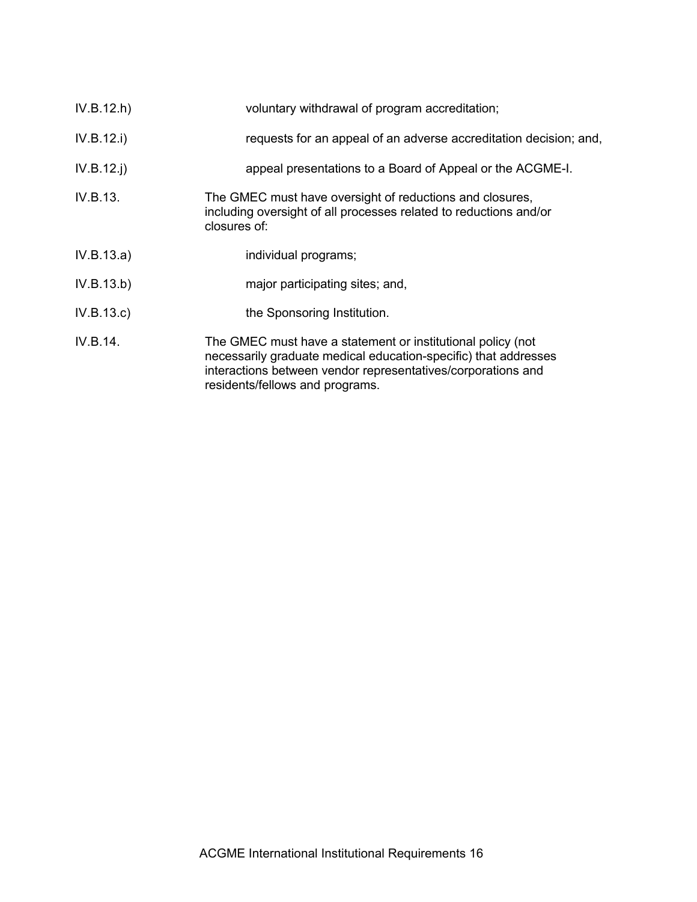IV.B.12.h) voluntary withdrawal of program accreditation;

IV.B.12.i) requests for an appeal of an adverse accreditation decision; and,

IV.B.12.j) appeal presentations to a Board of Appeal or the ACGME-I.

IV.B.13. The GMEC must have oversight of reductions and closures, including oversight of all processes related to reductions and/or closures of:

IV.B.13.a) individual programs;

IV.B.13.b) major participating sites; and,

IV.B.13.c) the Sponsoring Institution.

IV.B.14. The GMEC must have a statement or institutional policy (not necessarily graduate medical education-specific) that addresses interactions between vendor representatives/corporations and residents/fellows and programs.